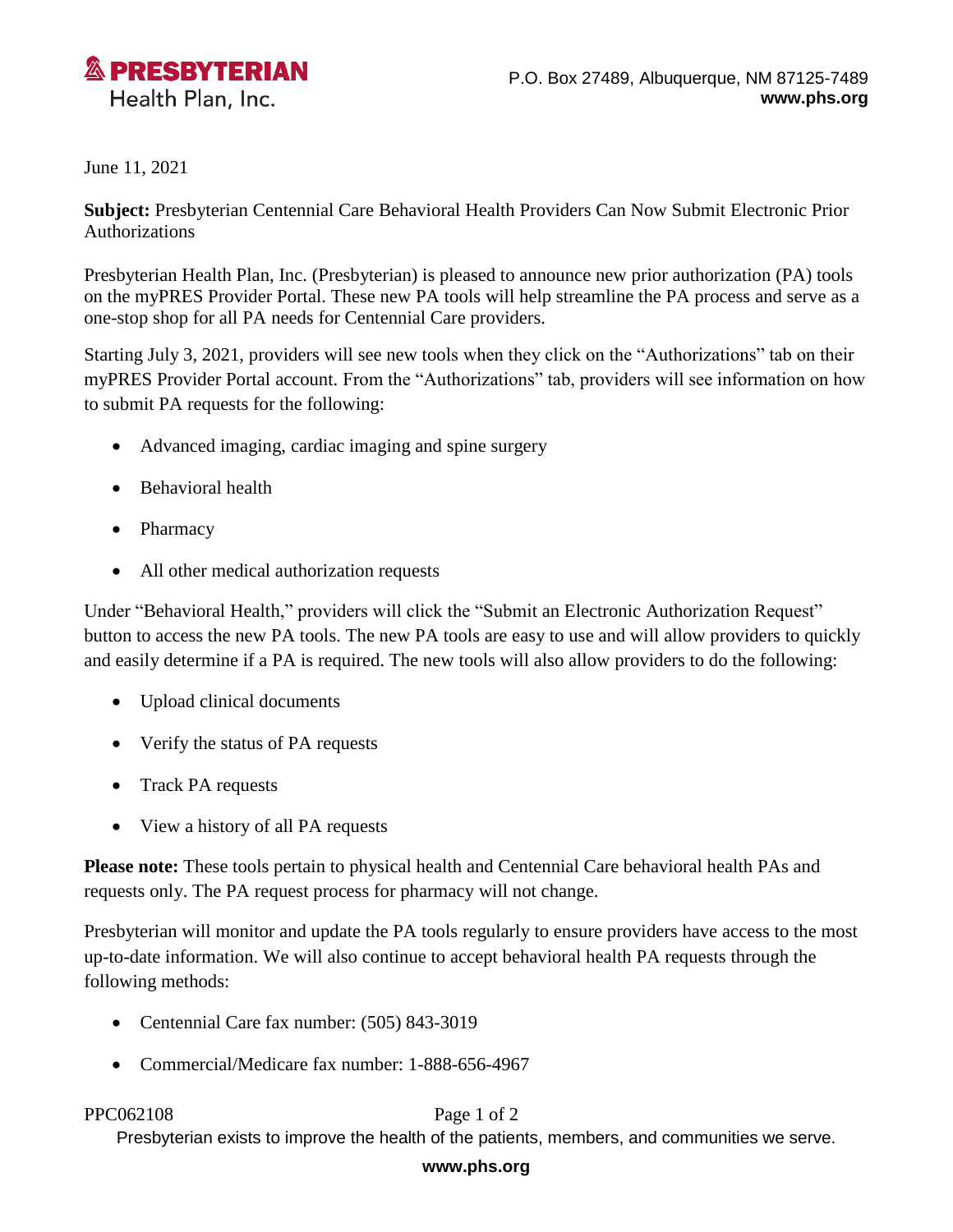**PRESBYTERIAN**
Health Plan, Inc.

P.O. Box 27489, Albuquerque, NM 87125-7489
**www.phs.org**

June 11, 2021

**Subject:** Presbyterian Centennial Care Behavioral Health Providers Can Now Submit Electronic Prior Authorizations

Presbyterian Health Plan, Inc. (Presbyterian) is pleased to announce new prior authorization (PA) tools on the myPRES Provider Portal. These new PA tools will help streamline the PA process and serve as a one-stop shop for all PA needs for Centennial Care providers.

Starting July 3, 2021, providers will see new tools when they click on the "Authorizations" tab on their myPRES Provider Portal account. From the "Authorizations" tab, providers will see information on how to submit PA requests for the following:

- Advanced imaging, cardiac imaging and spine surgery
- Behavioral health
- Pharmacy
- All other medical authorization requests

Under "Behavioral Health," providers will click the "Submit an Electronic Authorization Request" button to access the new PA tools. The new PA tools are easy to use and will allow providers to quickly and easily determine if a PA is required. The new tools will also allow providers to do the following:

- Upload clinical documents
- Verify the status of PA requests
- Track PA requests
- View a history of all PA requests

**Please note:** These tools pertain to physical health and Centennial Care behavioral health PAs and requests only. The PA request process for pharmacy will not change.

Presbyterian will monitor and update the PA tools regularly to ensure providers have access to the most up-to-date information. We will also continue to accept behavioral health PA requests through the following methods:

- Centennial Care fax number: (505) 843-3019
- Commercial/Medicare fax number: 1-888-656-4967

PPC062108

Presbyterian exists to improve the health of the patients, members, and communities we serve.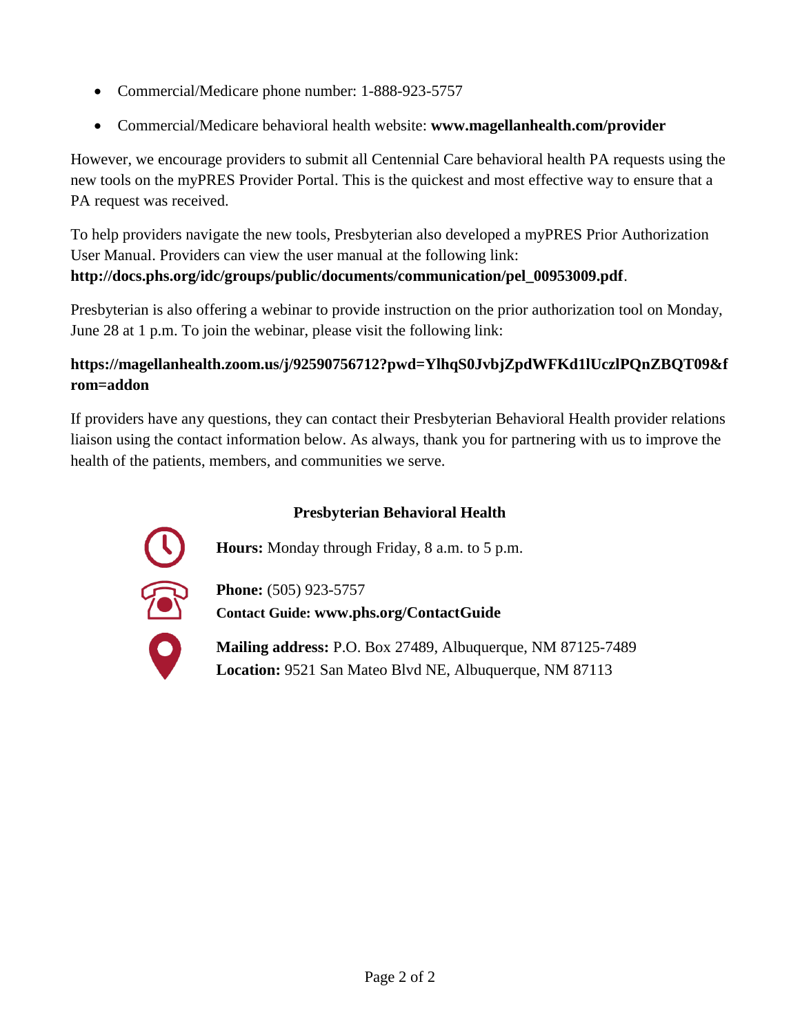- Commercial/Medicare phone number: 1-888-923-5757
- Commercial/Medicare behavioral health website: **www.magellanhealth.com/provider**

However, we encourage providers to submit all Centennial Care behavioral health PA requests using the new tools on the myPRES Provider Portal. This is the quickest and most effective way to ensure that a PA request was received.

To help providers navigate the new tools, Presbyterian also developed a myPRES Prior Authorization User Manual. Providers can view the user manual at the following link: **http://docs.phs.org/idc/groups/public/documents/communication/pel_00953009.pdf**.

Presbyterian is also offering a webinar to provide instruction on the prior authorization tool on Monday, June 28 at 1 p.m. To join the webinar, please visit the following link:

**https://magellanhealth.zoom.us/j/92590756712?pwd=YlhqS0JvbjZpdWFKd1lUczlPQnZBQT09&from=addon**

If providers have any questions, they can contact their Presbyterian Behavioral Health provider relations liaison using the contact information below. As always, thank you for partnering with us to improve the health of the patients, members, and communities we serve.

**Presbyterian Behavioral Health**

**Hours:** Monday through Friday, 8 a.m. to 5 p.m.

**Phone:** (505) 923-5757
**Contact Guide: www.phs.org/ContactGuide**

**Mailing address:** P.O. Box 27489, Albuquerque, NM 87125-7489
**Location:** 9521 San Mateo Blvd NE, Albuquerque, NM 87113